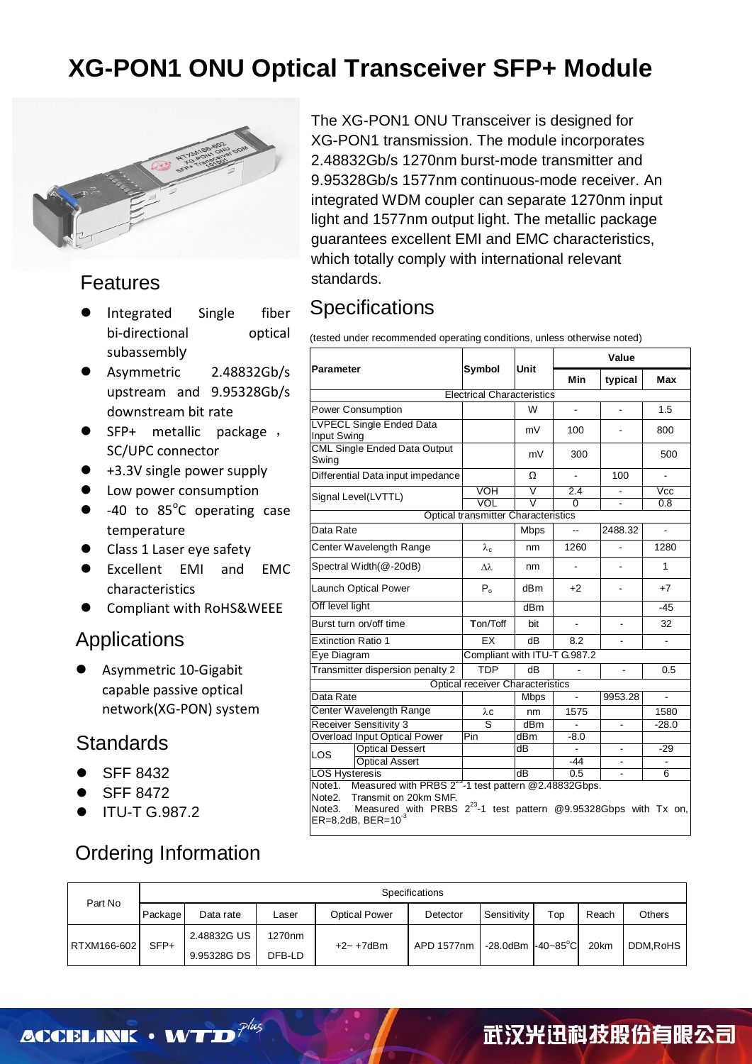# XG-PON1 ONU Optical Transceiver SFP+ Module

The XG-PON1 ONU Transceiver is designed for XG-PON1 transmission. The module incorporates 2.48832Gb/s 1270nm burst-mode transmitter and 9.95328Gb/s 1577nm continuous-mode receiver. An integrated WDM coupler can separate 1270nm input light and 1577nm output light. The metallic package guarantees excellent EMI and EMC characteristics, which totally comply with international relevant standards.

## Features

- Integrated Single fiber bi-directional optical subassembly
- Asymmetric 2.48832Gb/s upstream and 9.95328Gb/s downstream bit rate
- SFP+ metallic package , SC/UPC connector
- +3.3V single power supply
- Low power consumption
- -40 to 85°C operating case temperature
- Class 1 Laser eye safety
- Excellent EMI and EMC characteristics
- Compliant with RoHS&WEEE

## Applications

- Asymmetric 10-Gigabit capable passive optical network(XG-PON) system

## Standards

- SFF 8432
- SFF 8472
- ITU-T G.987.2

## Specifications

(tested under recommended operating conditions, unless otherwise noted)

| Parameter | | Symbol | Unit | Value | | |
|---|---|---|---|---|---|---|
| | | | | Min | typical | Max |
| **Electrical Characteristics** | | | | | | |
| Power Consumption | | | W | - | - | 1.5 |
| LVPECL Single Ended Data Input Swing | | | mV | 100 | - | 800 |
| CML Single Ended Data Output Swing | | | mV | 300 | | 500 |
| Differential Data input impedance | | | Ω | - | 100 | - |
| Signal Level(LVTTL) | | VOH | V | 2.4 | - | Vcc |
| | | VOL | V | 0 | - | 0.8 |
| **Optical transmitter Characteristics** | | | | | | |
| Data Rate | | | Mbps | -- | 2488.32 | - |
| Center Wavelength Range | | $\lambda_c$ | nm | 1260 | - | 1280 |
| Spectral Width(@-20dB) | | $\Delta\lambda$ | nm | - | - | 1 |
| Launch Optical Power | | $P_o$ | dBm | +2 | - | +7 |
| Off level light | | | dBm | | | -45 |
| Burst turn on/off time | | Ton/Toff | bit | - | - | 32 |
| Extinction Ratio 1 | | EX | dB | 8.2 | - | - |
| Eye Diagram | | Compliant with ITU-T G.987.2 | | | | |
| Transmitter dispersion penalty 2 | | TDP | dB | - | - | 0.5 |
| **Optical receiver Characteristics** | | | | | | |
| Data Rate | | | Mbps | - | 9953.28 | - |
| Center Wavelength Range | | $\lambda c$ | nm | 1575 | | 1580 |
| Receiver Sensitivity 3 | | S | dBm | - | - | -28.0 |
| Overload Input Optical Power | | Pin | dBm | -8.0 | | |
| LOS | Optical Dessert | | dB | - | - | -29 |
| | Optical Assert | | | -44 | - | - |
| LOS Hysteresis | | | dB | 0.5 | - | 6 |

Note1. Measured with PRBS $2^{23}$-1 test pattern @2.48832Gbps.
Note2. Transmit on 20km SMF.
Note3. Measured with PRBS $2^{23}$-1 test pattern @9.95328Gbps with Tx on, ER=8.2dB, BER=$10^{-3}$

## Ordering Information

| Part No | Specifications | | | | | | | | |
|---|---|---|---|---|---|---|---|---|---|
| | Package | Data rate | Laser | Optical Power | Detector | Sensitivity | Top | Reach | Others |
| RTXM166-602 | SFP+ | 2.48832G US<br>9.95328G DS | 1270nm<br>DFB-LD | +2~ +7dBm | APD 1577nm | -28.0dBm | -40~85°C | 20km | DDM,RoHS |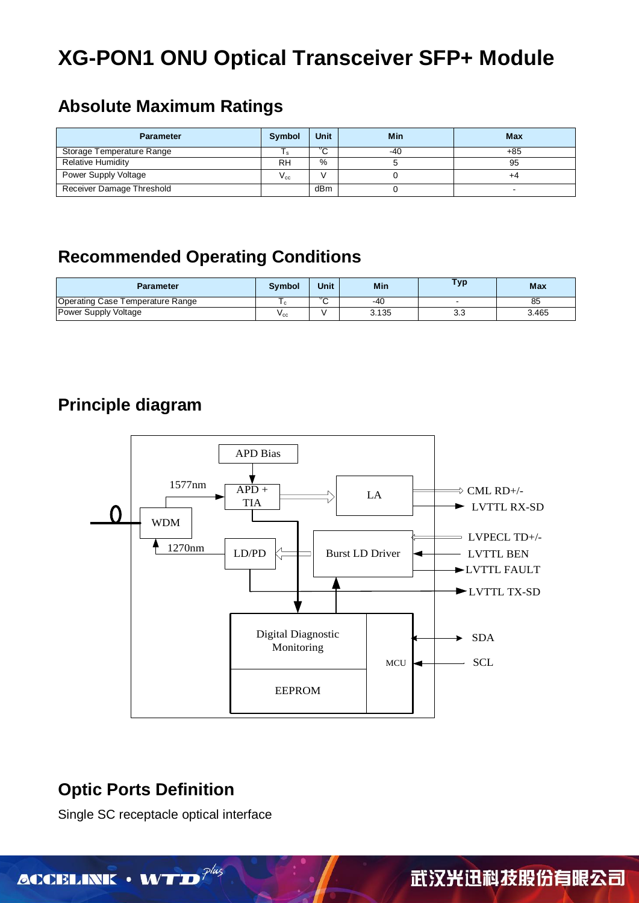# XG-PON1 ONU Optical Transceiver SFP+ Module

## Absolute Maximum Ratings

| Parameter | Symbol | Unit | Min | Max |
|---|---|---|---|---|
| Storage Temperature Range | $T_s$ | °C | -40 | +85 |
| Relative Humidity | RH | % | 5 | 95 |
| Power Supply Voltage | $V_{cc}$ | V | 0 | +4 |
| Receiver Damage Threshold | | dBm | 0 | - |

## Recommended Operating Conditions

| Parameter | Symbol | Unit | Min | Typ | Max |
|---|---|---|---|---|---|
| Operating Case Temperature Range | $T_c$ | °C | -40 | - | 85 |
| Power Supply Voltage | $V_{cc}$ | V | 3.135 | 3.3 | 3.465 |

## Principle diagram

APD Bias

1577nm — APD + TIA — LA — CML RD+/-, LVTTL RX-SD

WDM

1270nm — LD/PD — Burst LD Driver — LVPECL TD+/-, LVTTL BEN, LVTTL FAULT

LVTTL TX-SD

Digital Diagnostic Monitoring

EEPROM

MCU — SDA, SCL

## Optic Ports Definition

Single SC receptacle optical interface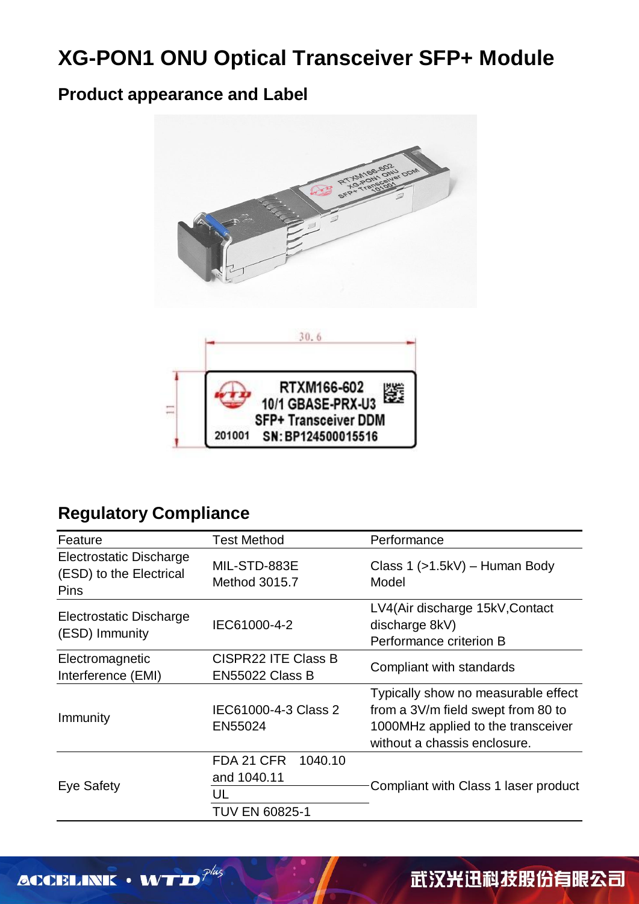# XG-PON1 ONU Optical Transceiver SFP+ Module

## Product appearance and Label

## Regulatory Compliance

| Feature | Test Method | Performance |
| --- | --- | --- |
| Electrostatic Discharge (ESD) to the Electrical Pins | MIL-STD-883E Method 3015.7 | Class 1 (>1.5kV) – Human Body Model |
| Electrostatic Discharge (ESD) Immunity | IEC61000-4-2 | LV4(Air discharge 15kV,Contact discharge 8kV) Performance criterion B |
| Electromagnetic Interference (EMI) | CISPR22 ITE Class B EN55022 Class B | Compliant with standards |
| Immunity | IEC61000-4-3 Class 2 EN55024 | Typically show no measurable effect from a 3V/m field swept from 80 to 1000MHz applied to the transceiver without a chassis enclosure. |
| Eye Safety | FDA 21 CFR 1040.10 and 1040.11 | Compliant with Class 1 laser product |
| | UL | |
| | TUV EN 60825-1 | |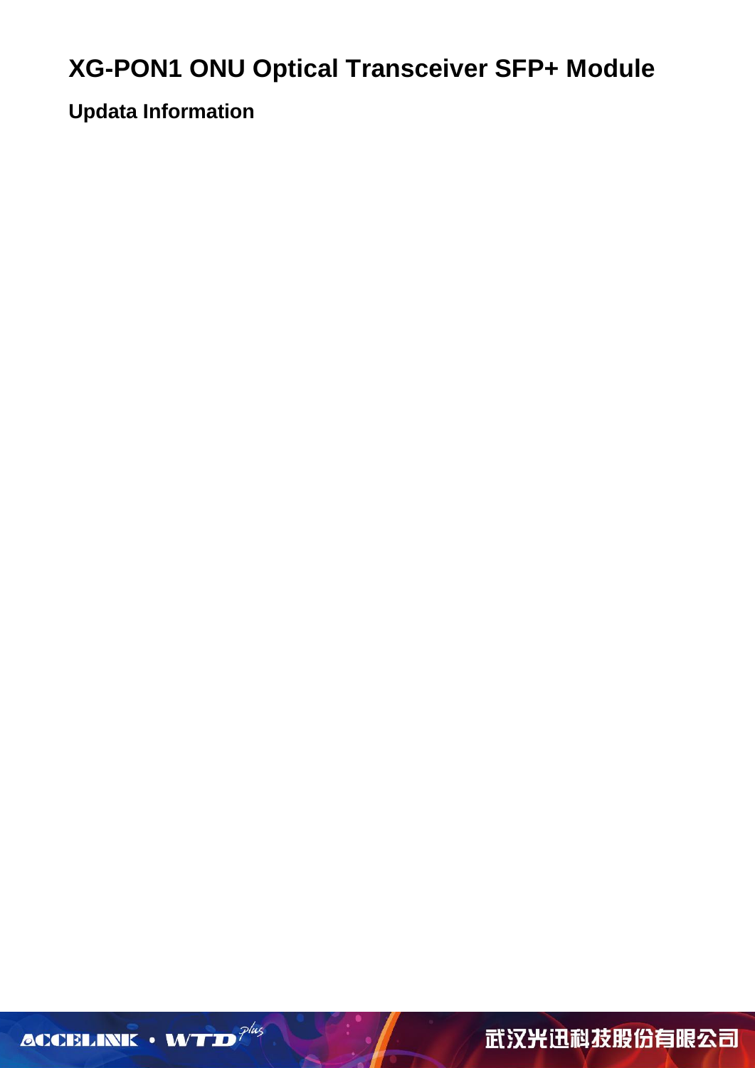# XG-PON1 ONU Optical Transceiver SFP+ Module

## Updata Information